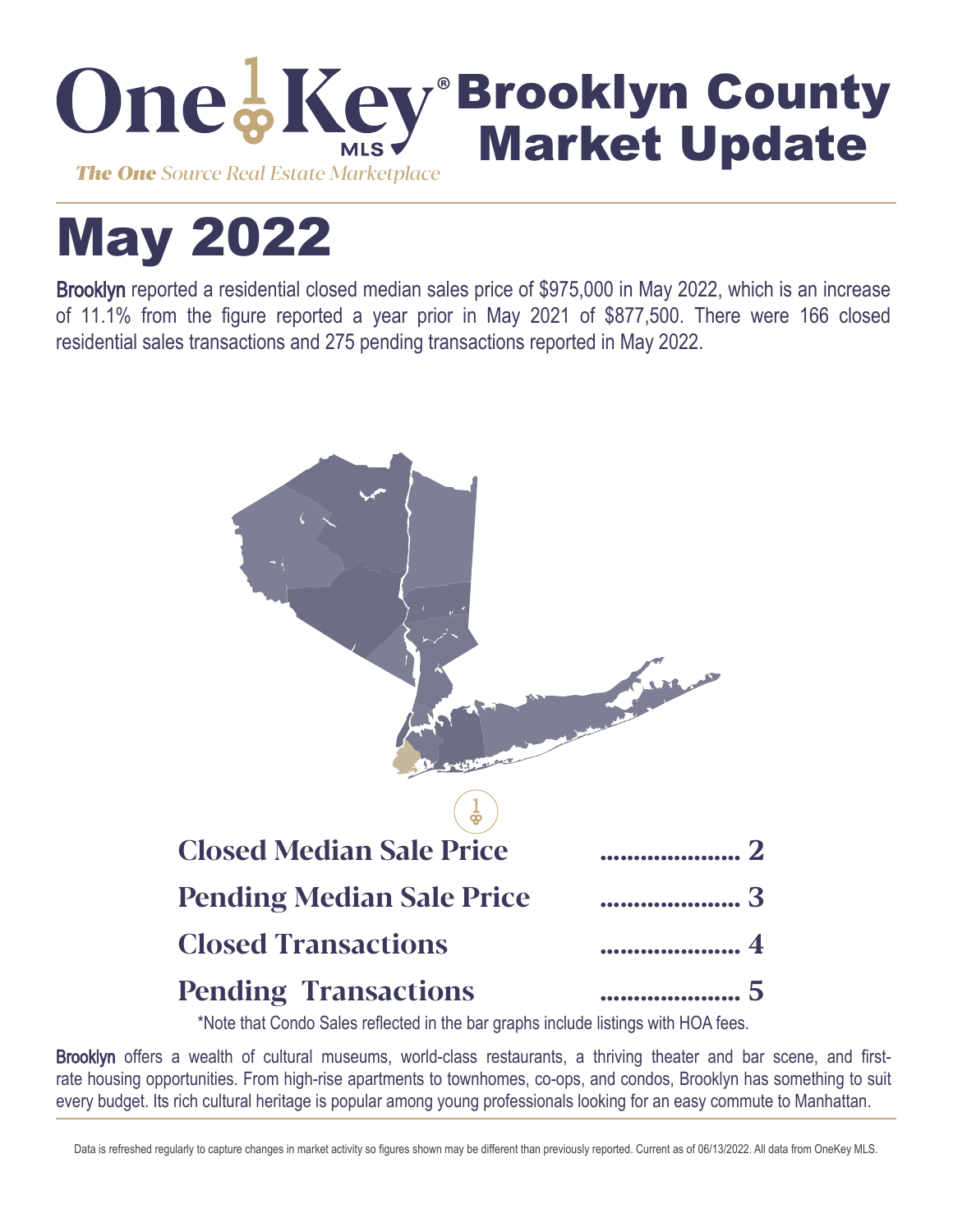# OneKey MLS Brooklyn County Market Update

*The One Source Real Estate Marketplace*

# May 2022

**Brooklyn** reported a residential closed median sales price of $975,000 in May 2022, which is an increase of 11.1% from the figure reported a year prior in May 2021 of $877,500. There were 166 closed residential sales transactions and 275 pending transactions reported in May 2022.

**Closed Median Sale Price** ..................... 2

**Pending Median Sale Price** ..................... 3

**Closed Transactions** ..................... 4

**Pending Transactions** ..................... 5

*Note that Condo Sales reflected in the bar graphs include listings with HOA fees.

**Brooklyn** offers a wealth of cultural museums, world-class restaurants, a thriving theater and bar scene, and first-rate housing opportunities. From high-rise apartments to townhomes, co-ops, and condos, Brooklyn has something to suit every budget. Its rich cultural heritage is popular among young professionals looking for an easy commute to Manhattan.

Data is refreshed regularly to capture changes in market activity so figures shown may be different than previously reported. Current as of 06/13/2022. All data from OneKey MLS.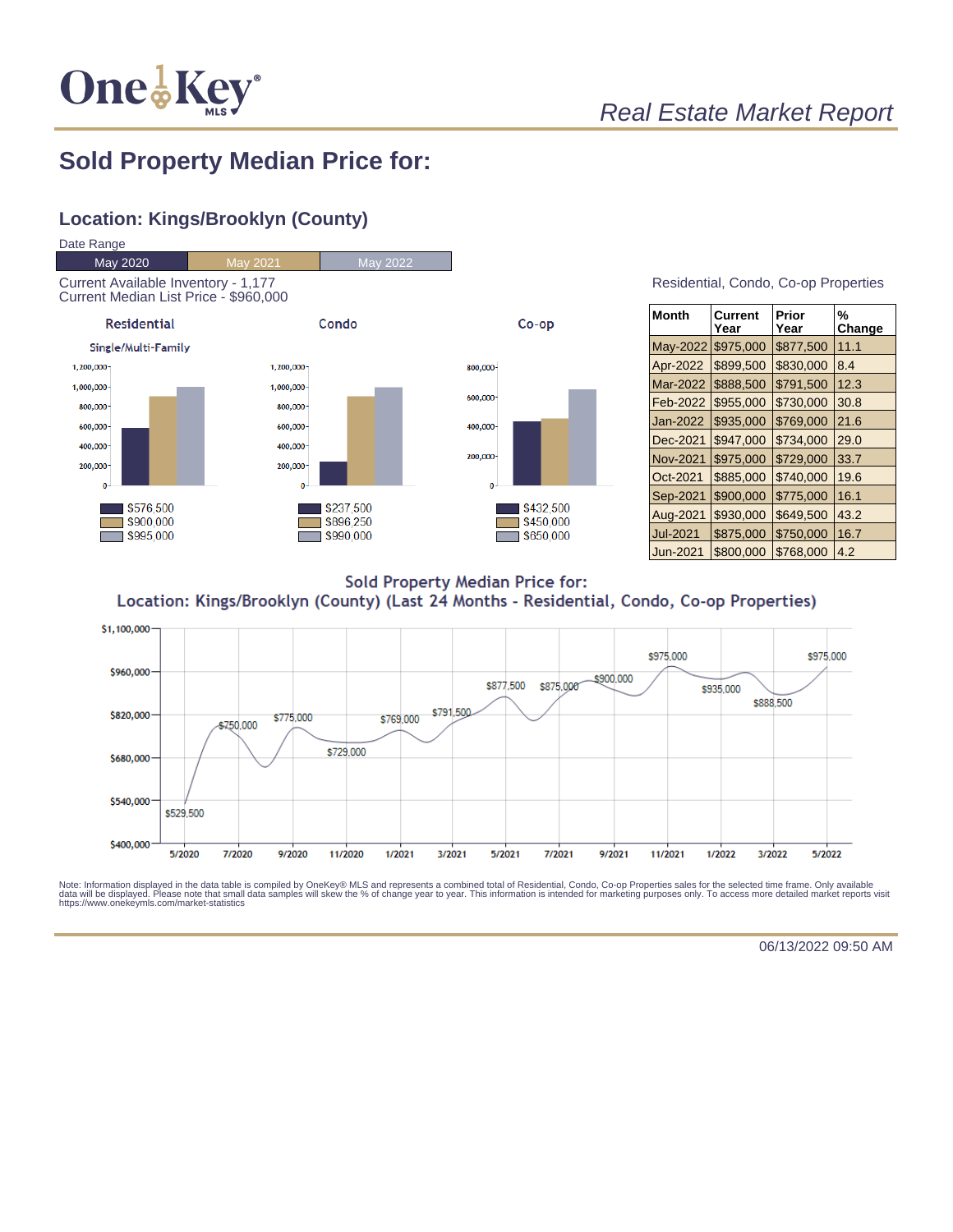*Real Estate Market Report*

## Sold Property Median Price for:

### Location: Kings/Brooklyn (County)

Date Range

| May 2020 | May 2021 | May 2022 |
|---|---|---|

Current Available Inventory - 1,177
Current Median List Price - $960,000

**Residential**

Single/Multi-Family

- $576,500
- $900,000
- $995,000

**Condo**

- $237,500
- $896,250
- $990,000

**Co-op**

- $432,500
- $450,000
- $650,000

Residential, Condo, Co-op Properties

| Month | Current Year | Prior Year | % Change |
|---|---|---|---|
| May-2022 | $975,000 | $877,500 | 11.1 |
| Apr-2022 | $899,500 | $830,000 | 8.4 |
| Mar-2022 | $888,500 | $791,500 | 12.3 |
| Feb-2022 | $955,000 | $730,000 | 30.8 |
| Jan-2022 | $935,000 | $769,000 | 21.6 |
| Dec-2021 | $947,000 | $734,000 | 29.0 |
| Nov-2021 | $975,000 | $729,000 | 33.7 |
| Oct-2021 | $885,000 | $740,000 | 19.6 |
| Sep-2021 | $900,000 | $775,000 | 16.1 |
| Aug-2021 | $930,000 | $649,500 | 43.2 |
| Jul-2021 | $875,000 | $750,000 | 16.7 |
| Jun-2021 | $800,000 | $768,000 | 4.2 |

**Sold Property Median Price for:**
**Location: Kings/Brooklyn (County) (Last 24 Months - Residential, Condo, Co-op Properties)**

Note: Information displayed in the data table is compiled by OneKey® MLS and represents a combined total of Residential, Condo, Co-op Properties sales for the selected time frame. Only available data will be displayed. Please note that small data samples will skew the % of change year to year. This information is intended for marketing purposes only. To access more detailed market reports visit https://www.onekeymls.com/market-statistics

06/13/2022 09:50 AM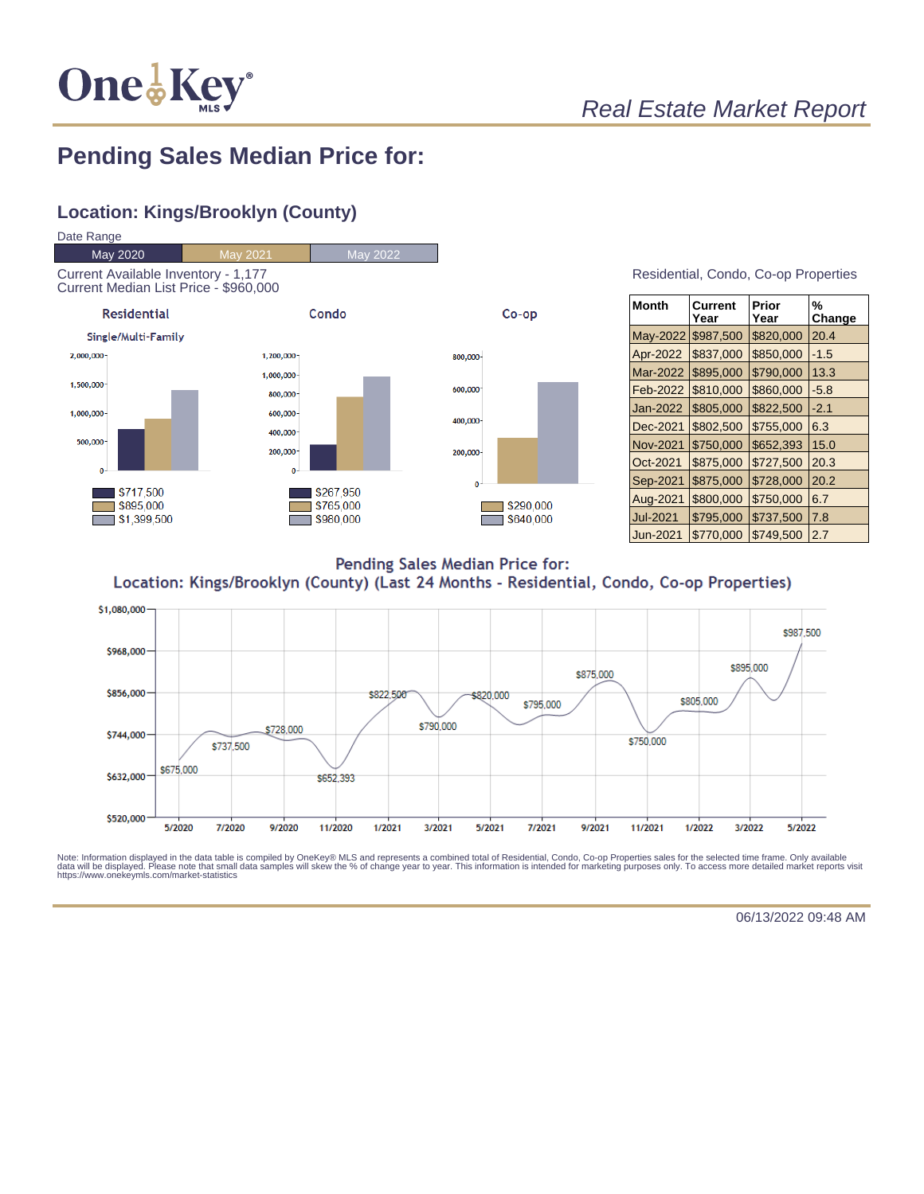# Real Estate Market Report

## Pending Sales Median Price for:

### Location: Kings/Brooklyn (County)

Date Range

| May 2020 | May 2021 | May 2022 |
|---|---|---|

Current Available Inventory - 1,177
Current Median List Price - $960,000

**Residential** (Single/Multi-Family)

- May 2020: $717,500
- May 2021: $895,000
- May 2022: $1,399,500

**Condo**

- May 2020: $267,950
- May 2021: $765,000
- May 2022: $980,000

**Co-op**

- May 2021: $290,000
- May 2022: $640,000

Residential, Condo, Co-op Properties

| Month | Current Year | Prior Year | % Change |
|---|---|---|---|
| May-2022 | $987,500 | $820,000 | 20.4 |
| Apr-2022 | $837,000 | $850,000 | -1.5 |
| Mar-2022 | $895,000 | $790,000 | 13.3 |
| Feb-2022 | $810,000 | $860,000 | -5.8 |
| Jan-2022 | $805,000 | $822,500 | -2.1 |
| Dec-2021 | $802,500 | $755,000 | 6.3 |
| Nov-2021 | $750,000 | $652,393 | 15.0 |
| Oct-2021 | $875,000 | $727,500 | 20.3 |
| Sep-2021 | $875,000 | $728,000 | 20.2 |
| Aug-2021 | $800,000 | $750,000 | 6.7 |
| Jul-2021 | $795,000 | $737,500 | 7.8 |
| Jun-2021 | $770,000 | $749,500 | 2.7 |

Pending Sales Median Price for:
Location: Kings/Brooklyn (County) (Last 24 Months - Residential, Condo, Co-op Properties)

Note: Information displayed in the data table is compiled by OneKey® MLS and represents a combined total of Residential, Condo, Co-op Properties sales for the selected time frame. Only available data will be displayed. Please note that small data samples will skew the % of change year to year. This information is intended for marketing purposes only. To access more detailed market reports visit https://www.onekeymls.com/market-statistics

06/13/2022 09:48 AM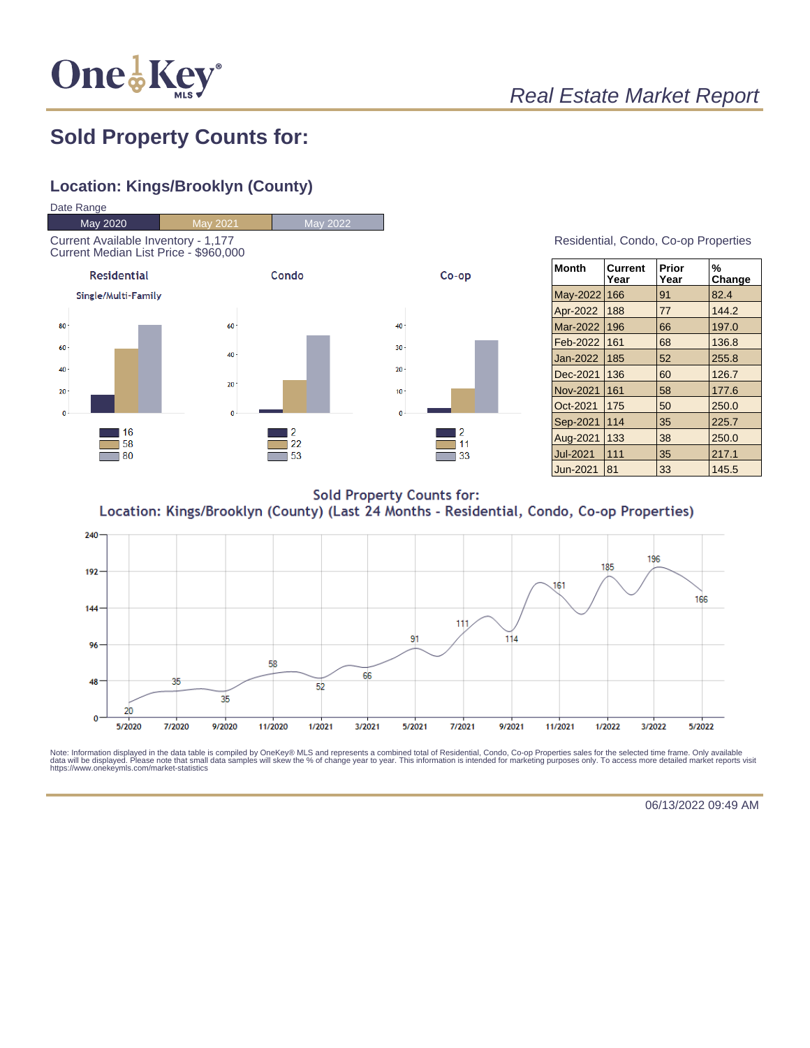# Real Estate Market Report

## Sold Property Counts for:

### Location: Kings/Brooklyn (County)

Date Range

| May 2020 | May 2021 | May 2022 |
|---|---|---|

Current Available Inventory - 1,177
Current Median List Price - $960,000

**Residential** (Single/Multi-Family)

| May 2020 | May 2021 | May 2022 |
|---|---|---|
| 16 | 58 | 80 |

**Condo**

| May 2020 | May 2021 | May 2022 |
|---|---|---|
| 2 | 22 | 53 |

**Co-op**

| May 2020 | May 2021 | May 2022 |
|---|---|---|
| 2 | 11 | 33 |

Residential, Condo, Co-op Properties

| Month | Current Year | Prior Year | % Change |
|---|---|---|---|
| May-2022 | 166 | 91 | 82.4 |
| Apr-2022 | 188 | 77 | 144.2 |
| Mar-2022 | 196 | 66 | 197.0 |
| Feb-2022 | 161 | 68 | 136.8 |
| Jan-2022 | 185 | 52 | 255.8 |
| Dec-2021 | 136 | 60 | 126.7 |
| Nov-2021 | 161 | 58 | 177.6 |
| Oct-2021 | 175 | 50 | 250.0 |
| Sep-2021 | 114 | 35 | 225.7 |
| Aug-2021 | 133 | 38 | 250.0 |
| Jul-2021 | 111 | 35 | 217.1 |
| Jun-2021 | 81 | 33 | 145.5 |

Sold Property Counts for:
Location: Kings/Brooklyn (County) (Last 24 Months - Residential, Condo, Co-op Properties)

| Month | 5/2020 | 7/2020 | 9/2020 | 11/2020 | 1/2021 | 3/2021 | 5/2021 | 7/2021 | 9/2021 | 11/2021 | 1/2022 | 3/2022 | 5/2022 |
|---|---|---|---|---|---|---|---|---|---|---|---|---|---|
| Sold | 20 | 35 | 35 | 58 | 52 | 66 | 91 | 111 | 114 | 161 | 185 | 196 | 166 |

Note: Information displayed in the data table is compiled by OneKey® MLS and represents a combined total of Residential, Condo, Co-op Properties sales for the selected time frame. Only available data will be displayed. Please note that small data samples will skew the % of change year to year. This information is intended for marketing purposes only. To access more detailed market reports visit https://www.onekeymls.com/market-statistics

06/13/2022 09:49 AM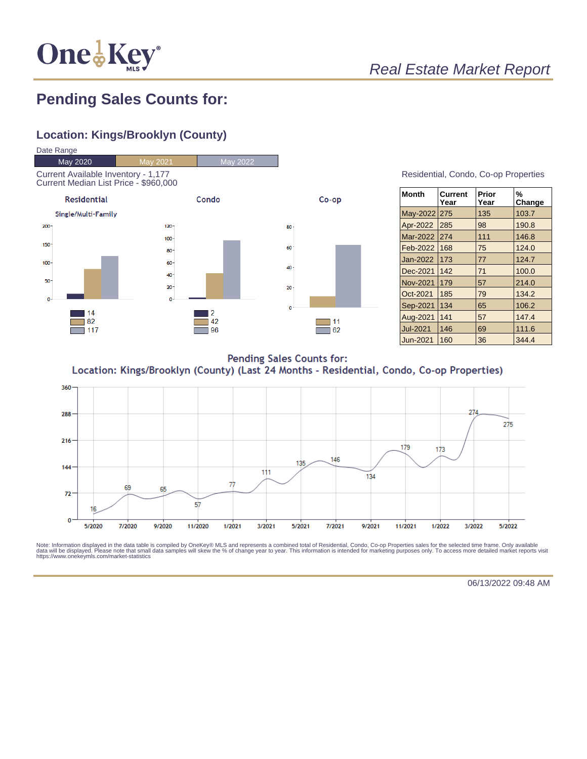Real Estate Market Report

# Pending Sales Counts for:

## Location: Kings/Brooklyn (County)

Date Range

May 2020 | May 2021 | May 2022

Current Available Inventory - 1,177
Current Median List Price - $960,000

Residential

Single/Multi-Family

14
82
117

Condo

2
42
96

Co-op

11
62

Residential, Condo, Co-op Properties

| Month | Current Year | Prior Year | % Change |
|---|---|---|---|
| May-2022 | 275 | 135 | 103.7 |
| Apr-2022 | 285 | 98 | 190.8 |
| Mar-2022 | 274 | 111 | 146.8 |
| Feb-2022 | 168 | 75 | 124.0 |
| Jan-2022 | 173 | 77 | 124.7 |
| Dec-2021 | 142 | 71 | 100.0 |
| Nov-2021 | 179 | 57 | 214.0 |
| Oct-2021 | 185 | 79 | 134.2 |
| Sep-2021 | 134 | 65 | 106.2 |
| Aug-2021 | 141 | 57 | 147.4 |
| Jul-2021 | 146 | 69 | 111.6 |
| Jun-2021 | 160 | 36 | 344.4 |

Pending Sales Counts for:
Location: Kings/Brooklyn (County) (Last 24 Months - Residential, Condo, Co-op Properties)

16
69
65
57
77
111
135
146
134
179
173
274
275

5/2020 7/2020 9/2020 11/2020 1/2021 3/2021 5/2021 7/2021 9/2021 11/2021 1/2022 3/2022 5/2022

Note: Information displayed in the data table is compiled by OneKey® MLS and represents a combined total of Residential, Condo, Co-op Properties sales for the selected time frame. Only available data will be displayed. Please note that small data samples will skew the % of change year to year. This information is intended for marketing purposes only. To access more detailed market reports visit https://www.onekeymls.com/market-statistics

06/13/2022 09:48 AM